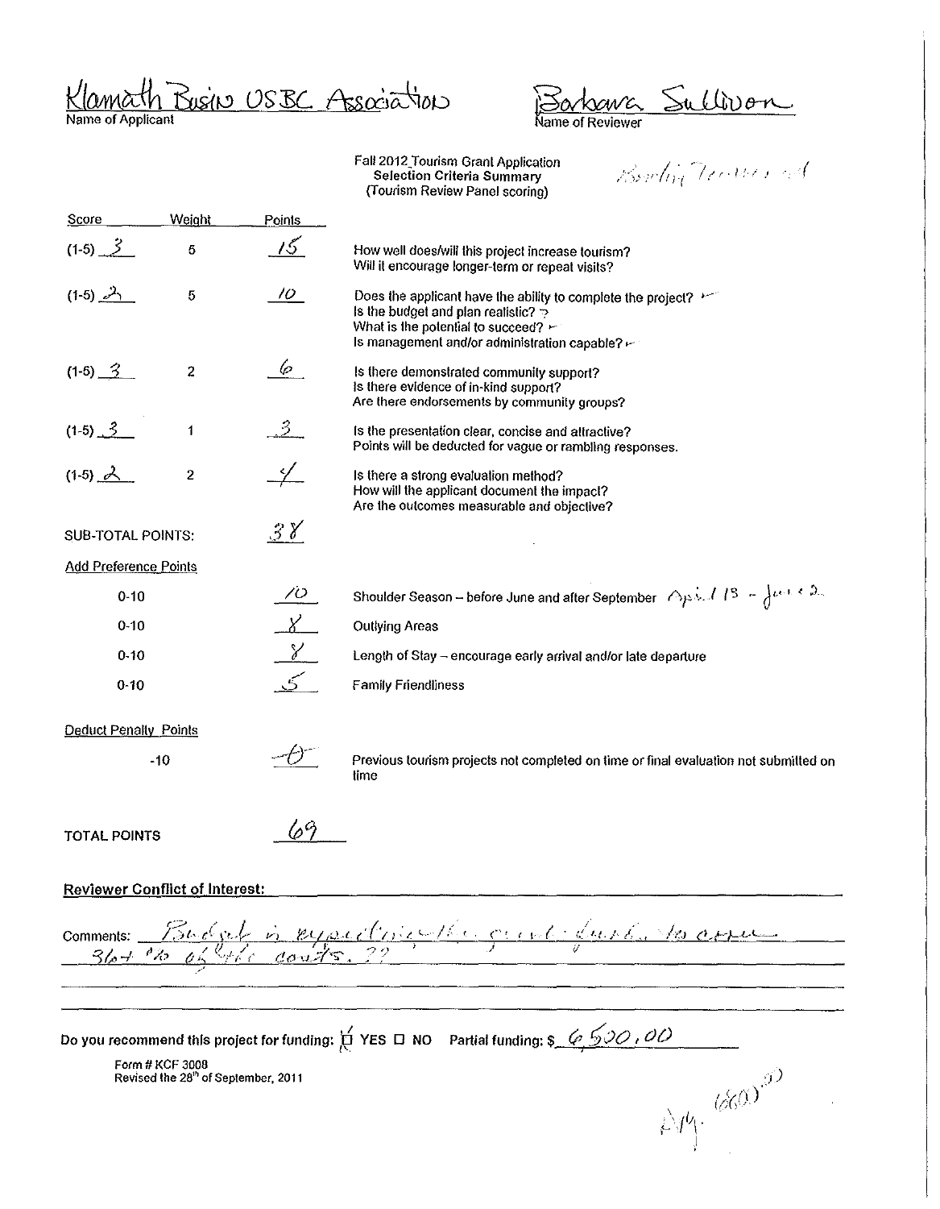Klamath Basin USBC Association
Name of Applicant

Barbara Sullivan
Name of Reviewer

Fall 2012 Tourism Grant Application
Selection Criteria Summary
(Tourism Review Panel scoring)

Bowling Tournament

| Score | Weight | Points | |
|---|---|---|---|
| (1-5) 3 | 5 | 15 | How well does/will this project increase tourism? Will it encourage longer-term or repeat visits? |
| (1-5) 2 | 5 | 10 | Does the applicant have the ability to complete the project? Is the budget and plan realistic? ? What is the potential to succeed? Is management and/or administration capable? |
| (1-5) 3 | 2 | 6 | Is there demonstrated community support? Is there evidence of in-kind support? Are there endorsements by community groups? |
| (1-5) 3 | 1 | 3 | Is the presentation clear, concise and attractive? Points will be deducted for vague or rambling responses. |
| (1-5) 2 | 2 | 4 | Is there a strong evaluation method? How will the applicant document the impact? Are the outcomes measurable and objective? |

SUB-TOTAL POINTS: 38

Add Preference Points

| Range | Points | |
|---|---|---|
| 0-10 | 10 | Shoulder Season – before June and after September April 13 – June 2 |
| 0-10 | 8 | Outlying Areas |
| 0-10 | 8 | Length of Stay – encourage early arrival and/or late departure |
| 0-10 | 5 | Family Friendliness |

Deduct Penalty Points

| Range | Points | |
|---|---|---|
| -10 | -0- | Previous tourism projects not completed on time or final evaluation not submitted on time |

TOTAL POINTS 69

**Reviewer Conflict of Interest:**

Comments: Budget is expecting the grant funds to cover 36+% of the costs. ??

Do you recommend this project for funding: ☑ YES ☐ NO Partial funding: $ 6,500.00

Form # KCF 3008
Revised the 28th of September, 2011

Avg. 6600.00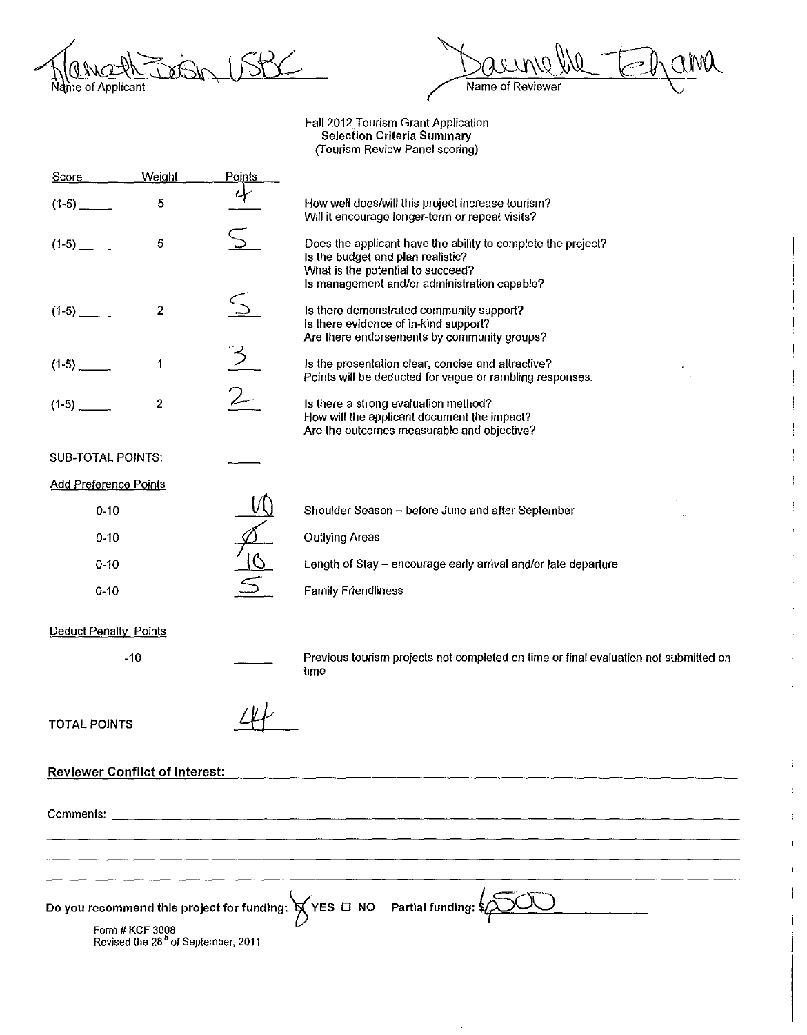Klamath Basin USBC
Name of Applicant

Daunelle Tehama
Name of Reviewer

Fall 2012 Tourism Grant Application
**Selection Criteria Summary**
(Tourism Review Panel scoring)

| Score | Weight | Points | |
|---|---|---|---|
| (1-5) ____ | 5 | 4 | How well does/will this project increase tourism? Will it encourage longer-term or repeat visits? |
| (1-5) ____ | 5 | 5 | Does the applicant have the ability to complete the project? Is the budget and plan realistic? What is the potential to succeed? Is management and/or administration capable? |
| (1-5) ____ | 2 | 5 | Is there demonstrated community support? Is there evidence of in-kind support? Are there endorsements by community groups? |
| (1-5) ____ | 1 | 3 | Is the presentation clear, concise and attractive? Points will be deducted for vague or rambling responses. |
| (1-5) ____ | 2 | 2 | Is there a strong evaluation method? How will the applicant document the impact? Are the outcomes measurable and objective? |

SUB-TOTAL POINTS: ____

Add Preference Points

| Range | Points | |
|---|---|---|
| 0-10 | 10 | Shoulder Season – before June and after September |
| 0-10 | Ø | Outlying Areas |
| 0-10 | 10 | Length of Stay – encourage early arrival and/or late departure |
| 0-10 | 5 | Family Friendliness |

Deduct Penalty Points

| | | |
|---|---|---|
| -10 | ____ | Previous tourism projects not completed on time or final evaluation not submitted on time |

**TOTAL POINTS** 44

**Reviewer Conflict of Interest:** ____________________

Comments: ____________________

**Do you recommend this project for funding:** ☒ YES ☐ NO   Partial funding: $500

Form # KCF 3008
Revised the 28th of September, 2011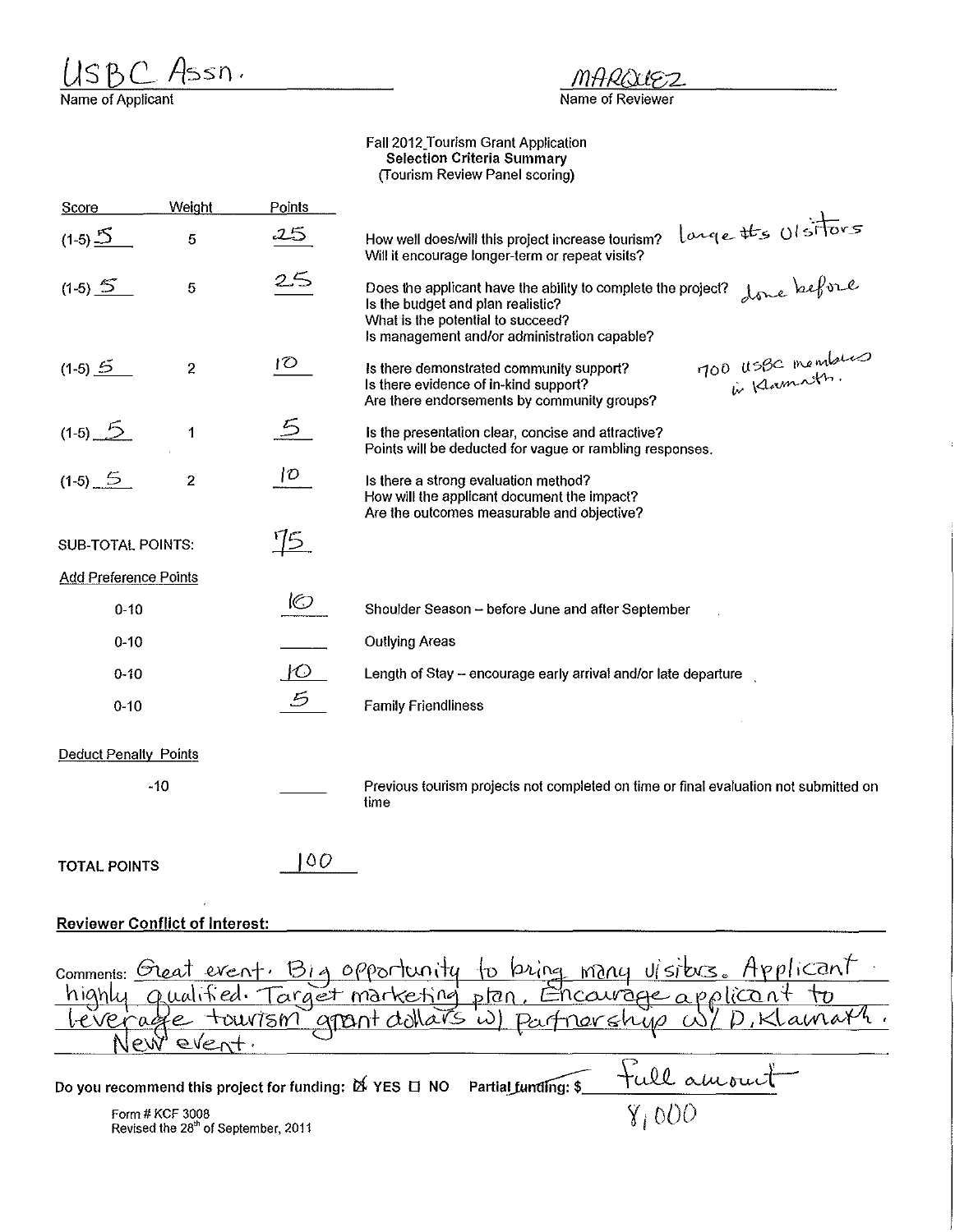USBC Assn.
Name of Applicant

MARQUEZ
Name of Reviewer

Fall 2012 Tourism Grant Application
**Selection Criteria Summary**
(Tourism Review Panel scoring)

| Score | Weight | Points | |
|---|---|---|---|
| (1-5) 5 | 5 | 25 | How well does/will this project increase tourism? Will it encourage longer-term or repeat visits? *large #s visitors* |
| (1-5) 5 | 5 | 25 | Does the applicant have the ability to complete the project? Is the budget and plan realistic? What is the potential to succeed? Is management and/or administration capable? *done before* |
| (1-5) 5 | 2 | 10 | Is there demonstrated community support? Is there evidence of in-kind support? Are there endorsements by community groups? *700 USBC members in Klamath.* |
| (1-5) 5 | 1 | 5 | Is the presentation clear, concise and attractive? Points will be deducted for vague or rambling responses. |
| (1-5) 5 | 2 | 10 | Is there a strong evaluation method? How will the applicant document the impact? Are the outcomes measurable and objective? |
| SUB-TOTAL POINTS: | | 75 | |

**Add Preference Points**

| | Points | |
|---|---|---|
| 0-10 | 10 | Shoulder Season – before June and after September |
| 0-10 | | Outlying Areas |
| 0-10 | 10 | Length of Stay – encourage early arrival and/or late departure |
| 0-10 | 5 | Family Friendliness |

**Deduct Penalty Points**

| | Points | |
|---|---|---|
| -10 | | Previous tourism projects not completed on time or final evaluation not submitted on time |

**TOTAL POINTS** 100

**Reviewer Conflict of Interest:**

Comments: Great event. Big opportunity to bring many visitors. Applicant highly qualified. Target marketing plan. Encourage applicant to leverage tourism grant dollars w/ Partnership w/ D. Klamath. New event.

Do you recommend this project for funding: ☒ YES ☐ NO Partial funding: $ full amount 8,000

Form # KCF 3008
Revised the 28th of September, 2011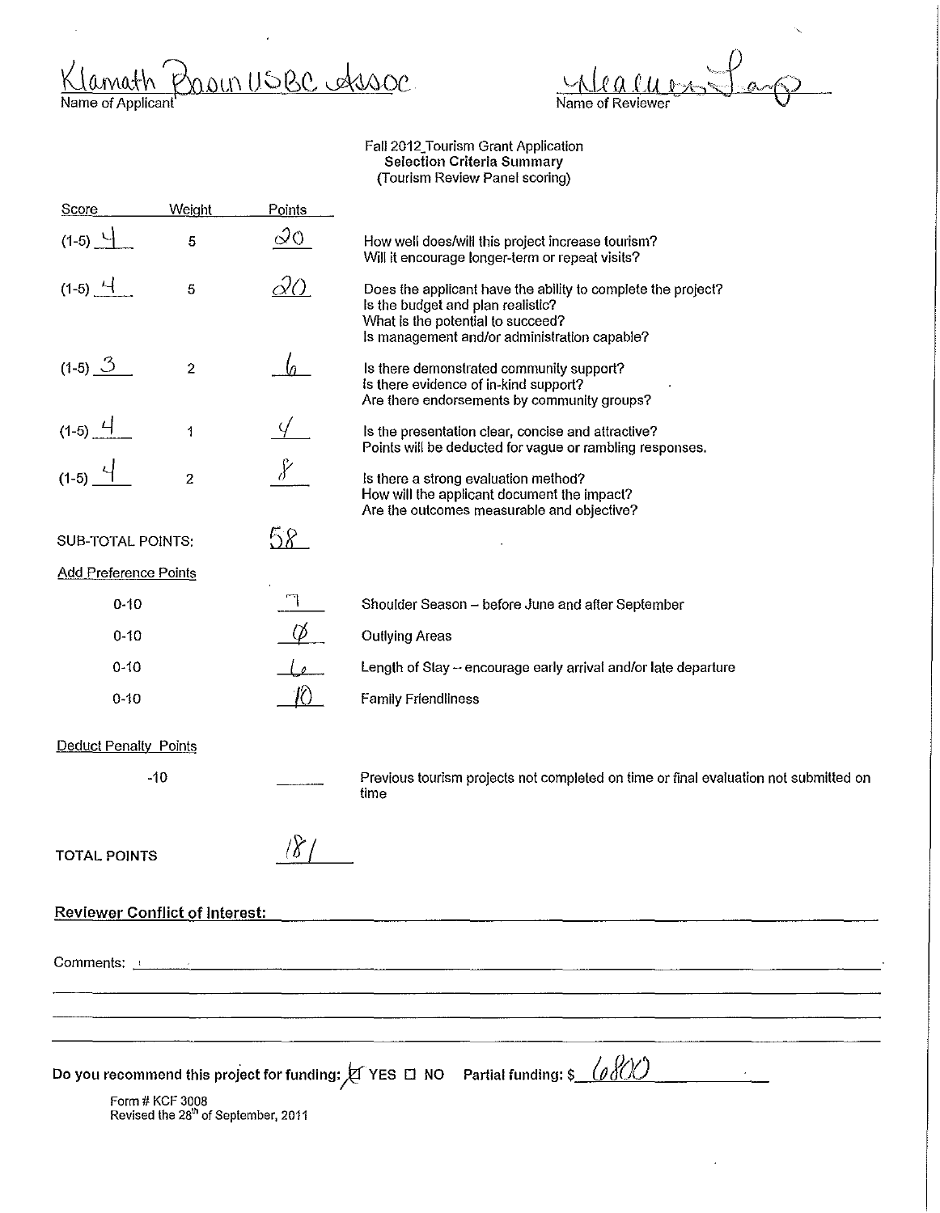Klamath Basin USBC Assoc
Name of Applicant

Name of Reviewer

Fall 2012_Tourism Grant Application
**Selection Criteria Summary**
(Tourism Review Panel scoring)

| Score | Weight | Points | |
|---|---|---|---|
| (1-5) 4 | 5 | 20 | How well does/will this project increase tourism? Will it encourage longer-term or repeat visits? |
| (1-5) 4 | 5 | 20 | Does the applicant have the ability to complete the project? Is the budget and plan realistic? What is the potential to succeed? Is management and/or administration capable? |
| (1-5) 3 | 2 | 6 | Is there demonstrated community support? Is there evidence of in-kind support? Are there endorsements by community groups? |
| (1-5) 4 | 1 | 4 | Is the presentation clear, concise and attractive? Points will be deducted for vague or rambling responses. |
| (1-5) 4 | 2 | 8 | Is there a strong evaluation method? How will the applicant document the impact? Are the outcomes measurable and objective? |

SUB-TOTAL POINTS: 58

Add Preference Points

| | Points | |
|---|---|---|
| 0-10 | 7 | Shoulder Season – before June and after September |
| 0-10 | Ø | Outlying Areas |
| 0-10 | 6 | Length of Stay -- encourage early arrival and/or late departure |
| 0-10 | 10 | Family Friendliness |

Deduct Penalty Points

| | Points | |
|---|---|---|
| -10 | ______ | Previous tourism projects not completed on time or final evaluation not submitted on time |

TOTAL POINTS 181

**Reviewer Conflict of Interest:**

Comments:

Do you recommend this project for funding: ☒ YES ☐ NO Partial funding: $ 6800

Form # KCF 3008
Revised the 28th of September, 2011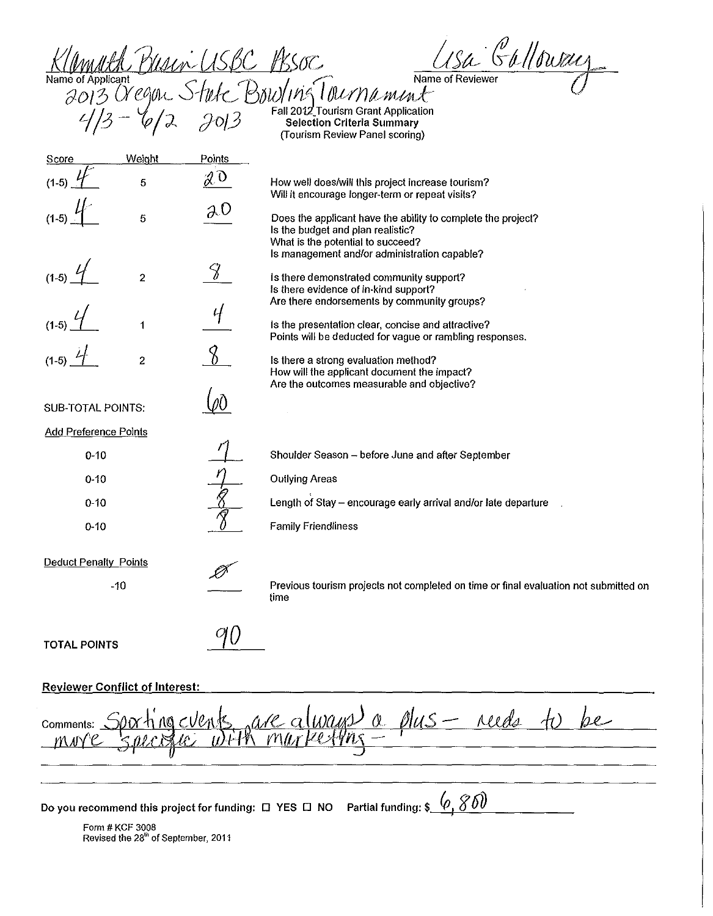Klamath Basin USBC Assoc
Name of Applicant

Lisa Galloway
Name of Reviewer

2013 Oregon State Bowling Tournament
4/13 - 6/2 2013

Fall 2012 Tourism Grant Application
**Selection Criteria Summary**
(Tourism Review Panel scoring)

| Score | Weight | Points | |
|---|---|---|---|
| (1-5) 4 | 5 | 20 | How well does/will this project increase tourism? Will it encourage longer-term or repeat visits? |
| (1-5) 4 | 5 | 20 | Does the applicant have the ability to complete the project? Is the budget and plan realistic? What is the potential to succeed? Is management and/or administration capable? |
| (1-5) 4 | 2 | 8 | Is there demonstrated community support? Is there evidence of in-kind support? Are there endorsements by community groups? |
| (1-5) 4 | 1 | 4 | Is the presentation clear, concise and attractive? Points will be deducted for vague or rambling responses. |
| (1-5) 4 | 2 | 8 | Is there a strong evaluation method? How will the applicant document the impact? Are the outcomes measurable and objective? |
| SUB-TOTAL POINTS: | | 60 | |

Add Preference Points

| | Points | |
|---|---|---|
| 0-10 | 7 | Shoulder Season – before June and after September |
| 0-10 | 7 | Outlying Areas |
| 0-10 | 8 | Length of Stay – encourage early arrival and/or late departure |
| 0-10 | 8 | Family Friendliness |

Deduct Penalty Points

| | Points | |
|---|---|---|
| -10 | Ø | Previous tourism projects not completed on time or final evaluation not submitted on time |

**TOTAL POINTS** 90

**Reviewer Conflict of Interest:**

Comments: Sporting events are always a plus – needs to be more specific with marketing –

**Do you recommend this project for funding:** ☐ YES ☐ NO **Partial funding: $** 6,800

Form # KCF 3008
Revised the 28th of September, 2011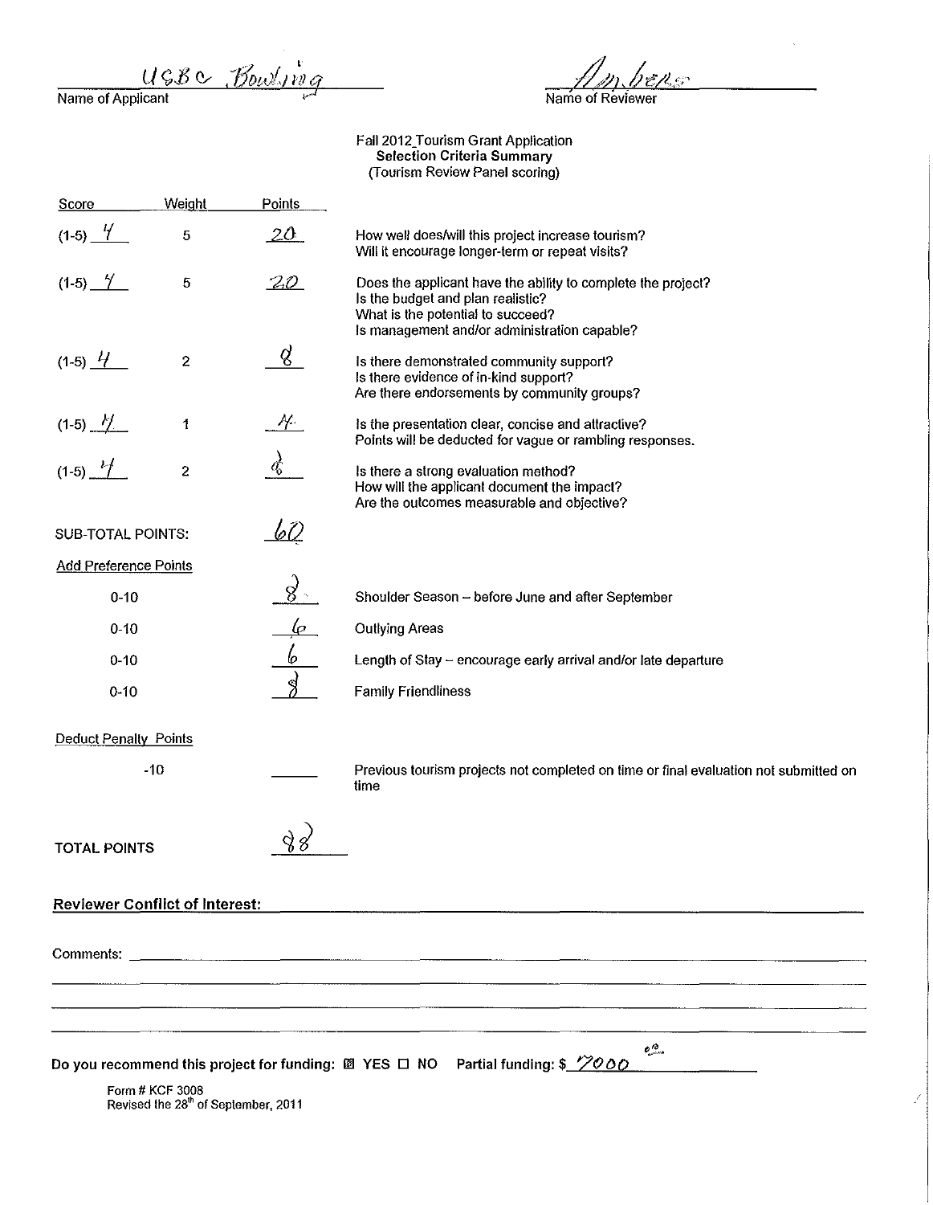USBC Bowling
Name of Applicant

Ambers
Name of Reviewer

Fall 2012_Tourism Grant Application
**Selection Criteria Summary**
(Tourism Review Panel scoring)

| Score | Weight | Points | |
|---|---|---|---|
| (1-5) 4 | 5 | 20 | How well does/will this project increase tourism? Will it encourage longer-term or repeat visits? |
| (1-5) 4 | 5 | 20 | Does the applicant have the ability to complete the project? Is the budget and plan realistic? What is the potential to succeed? Is management and/or administration capable? |
| (1-5) 4 | 2 | 8 | Is there demonstrated community support? Is there evidence of in-kind support? Are there endorsements by community groups? |
| (1-5) 4 | 1 | 4 | Is the presentation clear, concise and attractive? Points will be deducted for vague or rambling responses. |
| (1-5) 4 | 2 | 8 | Is there a strong evaluation method? How will the applicant document the impact? Are the outcomes measurable and objective? |
| SUB-TOTAL POINTS: | | 60 | |
| Add Preference Points | | | |
| 0-10 | | 8 | Shoulder Season – before June and after September |
| 0-10 | | 6 | Outlying Areas |
| 0-10 | | 6 | Length of Stay – encourage early arrival and/or late departure |
| 0-10 | | 8 | Family Friendliness |
| Deduct Penalty Points | | | |
| -10 | | ______ | Previous tourism projects not completed on time or final evaluation not submitted on time |
| TOTAL POINTS | | 88 | |

**Reviewer Conflict of Interest:**

Comments:

**Do you recommend this project for funding:** ☒ YES ☐ NO **Partial funding: $** 7000 .00

Form # KCF 3008
Revised the 28th of September, 2011